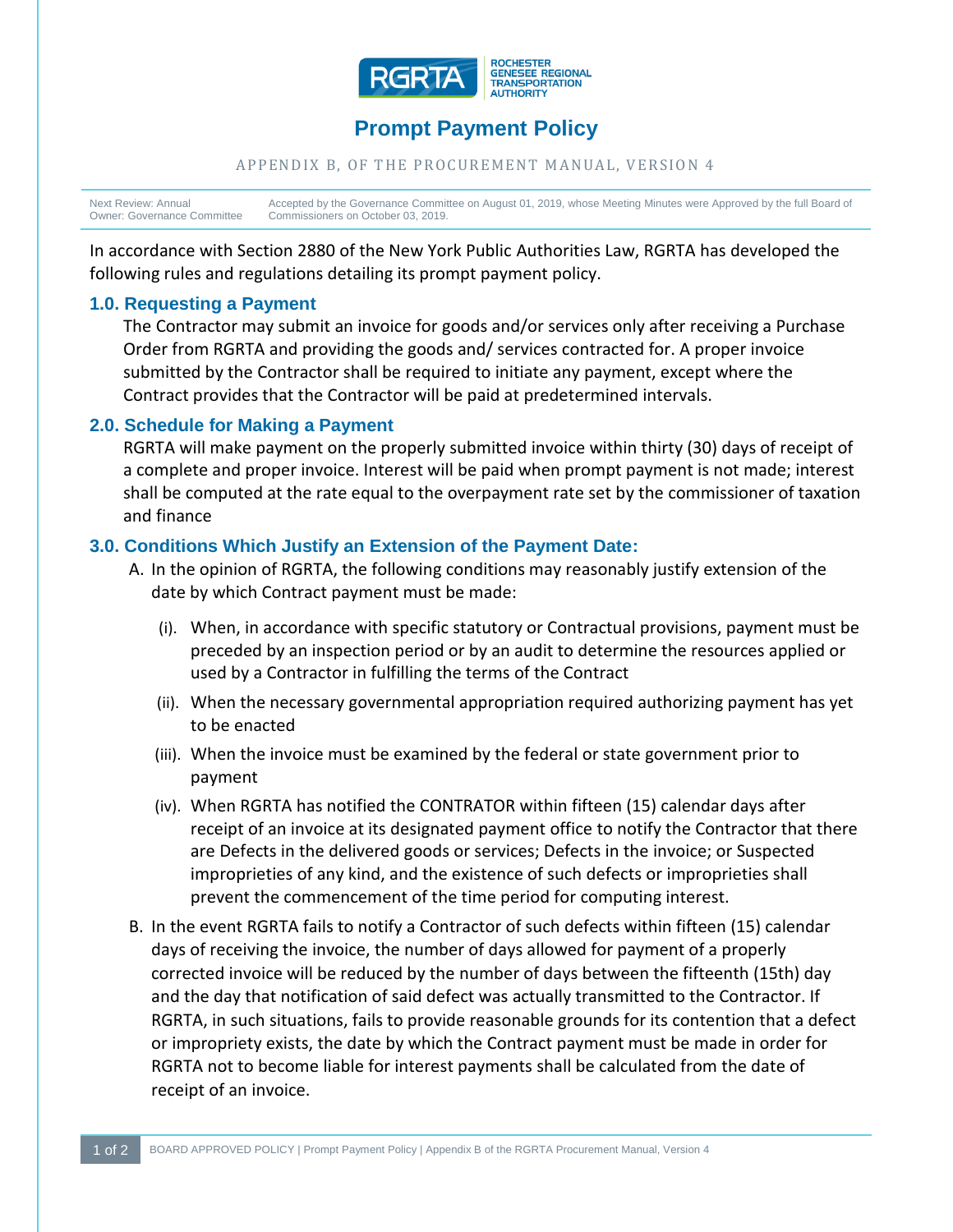ROCHESTER GENESEE REGIONAL TRANSPORTATION AUTHORITY

# Prompt Payment Policy

APPENDIX B, OF THE PROCUREMENT MANUAL, VERSION 4

| Next Review: Annual<br>Owner: Governance Committee | Accepted by the Governance Committee on August 01, 2019, whose Meeting Minutes were Approved by the full Board of Commissioners on October 03, 2019. |
|---|---|

In accordance with Section 2880 of the New York Public Authorities Law, RGRTA has developed the following rules and regulations detailing its prompt payment policy.

## 1.0. Requesting a Payment

The Contractor may submit an invoice for goods and/or services only after receiving a Purchase Order from RGRTA and providing the goods and/ services contracted for. A proper invoice submitted by the Contractor shall be required to initiate any payment, except where the Contract provides that the Contractor will be paid at predetermined intervals.

## 2.0. Schedule for Making a Payment

RGRTA will make payment on the properly submitted invoice within thirty (30) days of receipt of a complete and proper invoice. Interest will be paid when prompt payment is not made; interest shall be computed at the rate equal to the overpayment rate set by the commissioner of taxation and finance

## 3.0. Conditions Which Justify an Extension of the Payment Date:

A. In the opinion of RGRTA, the following conditions may reasonably justify extension of the date by which Contract payment must be made:

   (i). When, in accordance with specific statutory or Contractual provisions, payment must be preceded by an inspection period or by an audit to determine the resources applied or used by a Contractor in fulfilling the terms of the Contract

   (ii). When the necessary governmental appropriation required authorizing payment has yet to be enacted

   (iii). When the invoice must be examined by the federal or state government prior to payment

   (iv). When RGRTA has notified the CONTRATOR within fifteen (15) calendar days after receipt of an invoice at its designated payment office to notify the Contractor that there are Defects in the delivered goods or services; Defects in the invoice; or Suspected improprieties of any kind, and the existence of such defects or improprieties shall prevent the commencement of the time period for computing interest.

B. In the event RGRTA fails to notify a Contractor of such defects within fifteen (15) calendar days of receiving the invoice, the number of days allowed for payment of a properly corrected invoice will be reduced by the number of days between the fifteenth (15th) day and the day that notification of said defect was actually transmitted to the Contractor. If RGRTA, in such situations, fails to provide reasonable grounds for its contention that a defect or impropriety exists, the date by which the Contract payment must be made in order for RGRTA not to become liable for interest payments shall be calculated from the date of receipt of an invoice.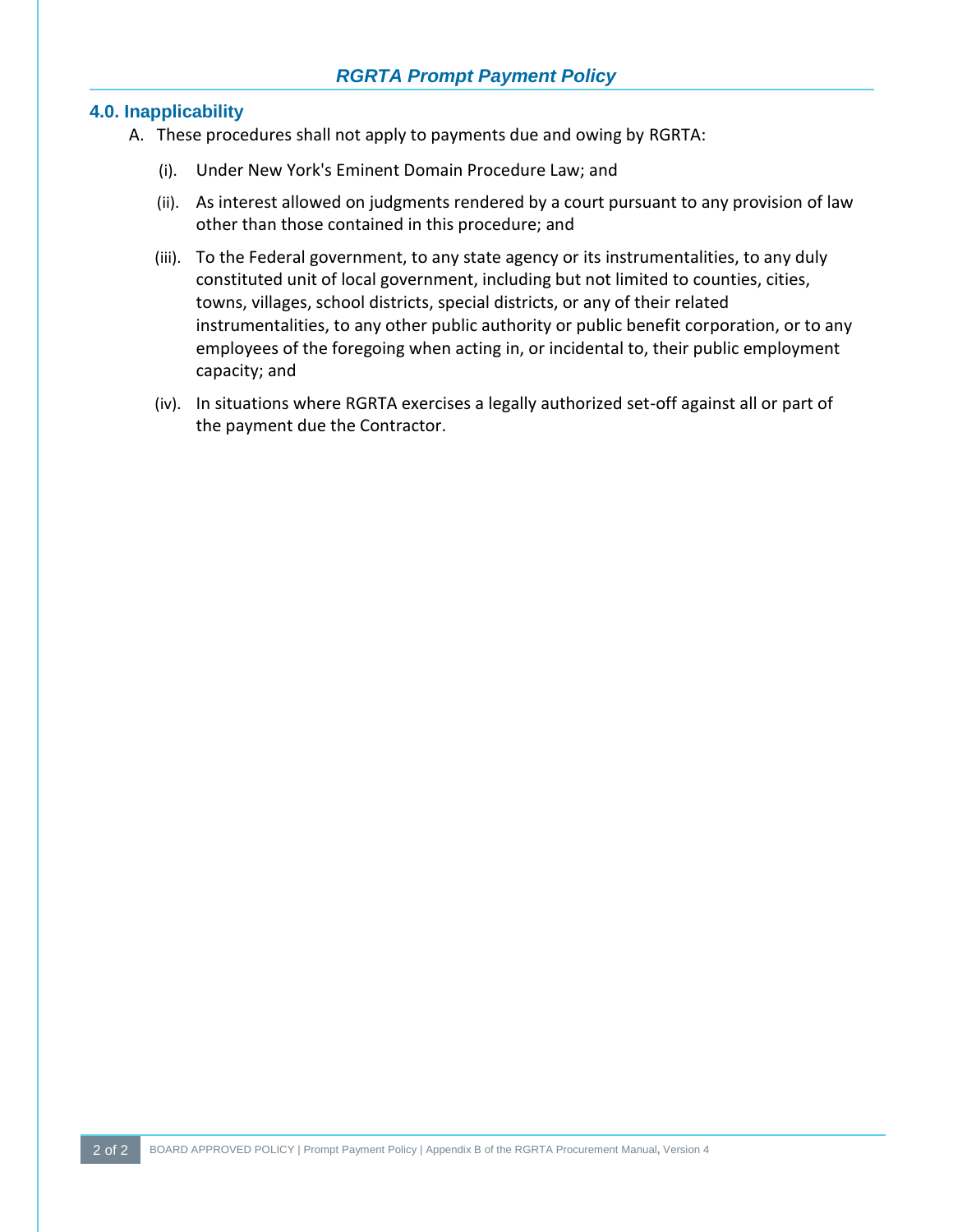## 4.0. Inapplicability

A. These procedures shall not apply to payments due and owing by RGRTA:

(i). Under New York's Eminent Domain Procedure Law; and

(ii). As interest allowed on judgments rendered by a court pursuant to any provision of law other than those contained in this procedure; and

(iii). To the Federal government, to any state agency or its instrumentalities, to any duly constituted unit of local government, including but not limited to counties, cities, towns, villages, school districts, special districts, or any of their related instrumentalities, to any other public authority or public benefit corporation, or to any employees of the foregoing when acting in, or incidental to, their public employment capacity; and

(iv). In situations where RGRTA exercises a legally authorized set-off against all or part of the payment due the Contractor.